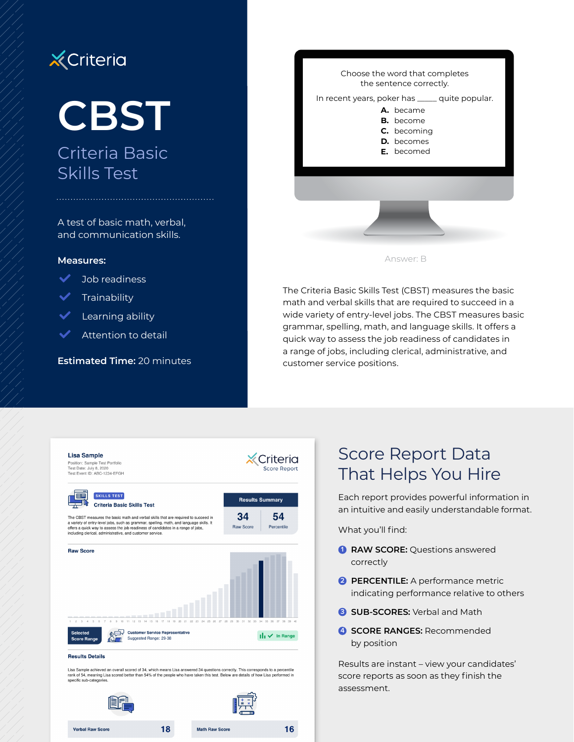Criteria

# CBST

## Criteria Basic Skills Test

A test of basic math, verbal, and communication skills.

**Measures:**

- Job readiness
- Trainability
- Learning ability
- Attention to detail

**Estimated Time:** 20 minutes

Choose the word that completes the sentence correctly.

In recent years, poker has _____ quite popular.

**A.** became
**B.** become
**C.** becoming
**D.** becomes
**E.** becomed

Answer: B

The Criteria Basic Skills Test (CBST) measures the basic math and verbal skills that are required to succeed in a wide variety of entry-level jobs. The CBST measures basic grammar, spelling, math, and language skills. It offers a quick way to assess the job readiness of candidates in a range of jobs, including clerical, administrative, and customer service positions.

**Lisa Sample**
Position: Sample Test Portfolio
Test Date: July 8, 2020
Test Event ID: ABC-1234-EFGH

Criteria Score Report

SKILLS TEST
**Criteria Basic Skills Test**

The CBST measures the basic math and verbal skills that are required to succeed in a variety of entry-level jobs, such as grammar, spelling, math, and language skills. It offers a quick way to assess the job readiness of candidates in a range of jobs, including clerical, administrative, and customer service.

| Results Summary | |
|---|---|
| 34 | 54 |
| Raw Score | Percentile |

**Raw Score**

Selected Score Range — Customer Service Representative, Suggested Range: 29-38 — In Range

**Results Details**

Lisa Sample achieved an overall score of 34, which means Lisa answered 34 questions correctly. This corresponds to a percentile rank of 54, meaning Lisa scored better than 54% of the people who have taken this test. Below are details of how Lisa performed in specific sub-categories.

| Verbal Raw Score | 18 |
|---|---|
| **Math Raw Score** | **16** |

# Score Report Data That Helps You Hire

Each report provides powerful information in an intuitive and easily understandable format.

What you'll find:

1. **RAW SCORE:** Questions answered correctly
2. **PERCENTILE:** A performance metric indicating performance relative to others
3. **SUB-SCORES:** Verbal and Math
4. **SCORE RANGES:** Recommended by position

Results are instant – view your candidates' score reports as soon as they finish the assessment.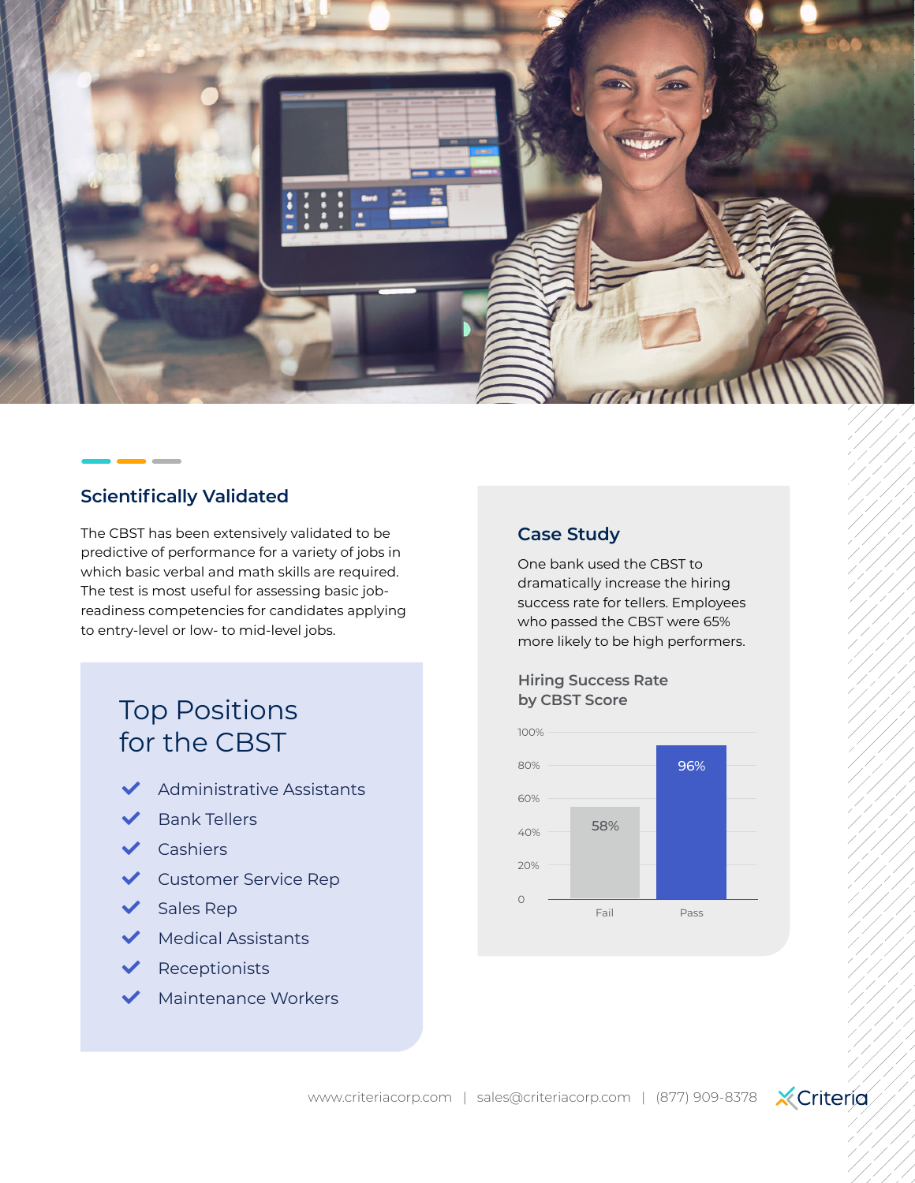## Scientifically Validated

The CBST has been extensively validated to be predictive of performance for a variety of jobs in which basic verbal and math skills are required. The test is most useful for assessing basic job-readiness competencies for candidates applying to entry-level or low- to mid-level jobs.

## Top Positions for the CBST

- Administrative Assistants
- Bank Tellers
- Cashiers
- Customer Service Rep
- Sales Rep
- Medical Assistants
- Receptionists
- Maintenance Workers

## Case Study

One bank used the CBST to dramatically increase the hiring success rate for tellers. Employees who passed the CBST were 65% more likely to be high performers.

### Hiring Success Rate by CBST Score

100%
80%
60%
40%
20%
0
58%
96%
Fail
Pass

www.criteriacorp.com | sales@criteriacorp.com | (877) 909-8378

Criteria